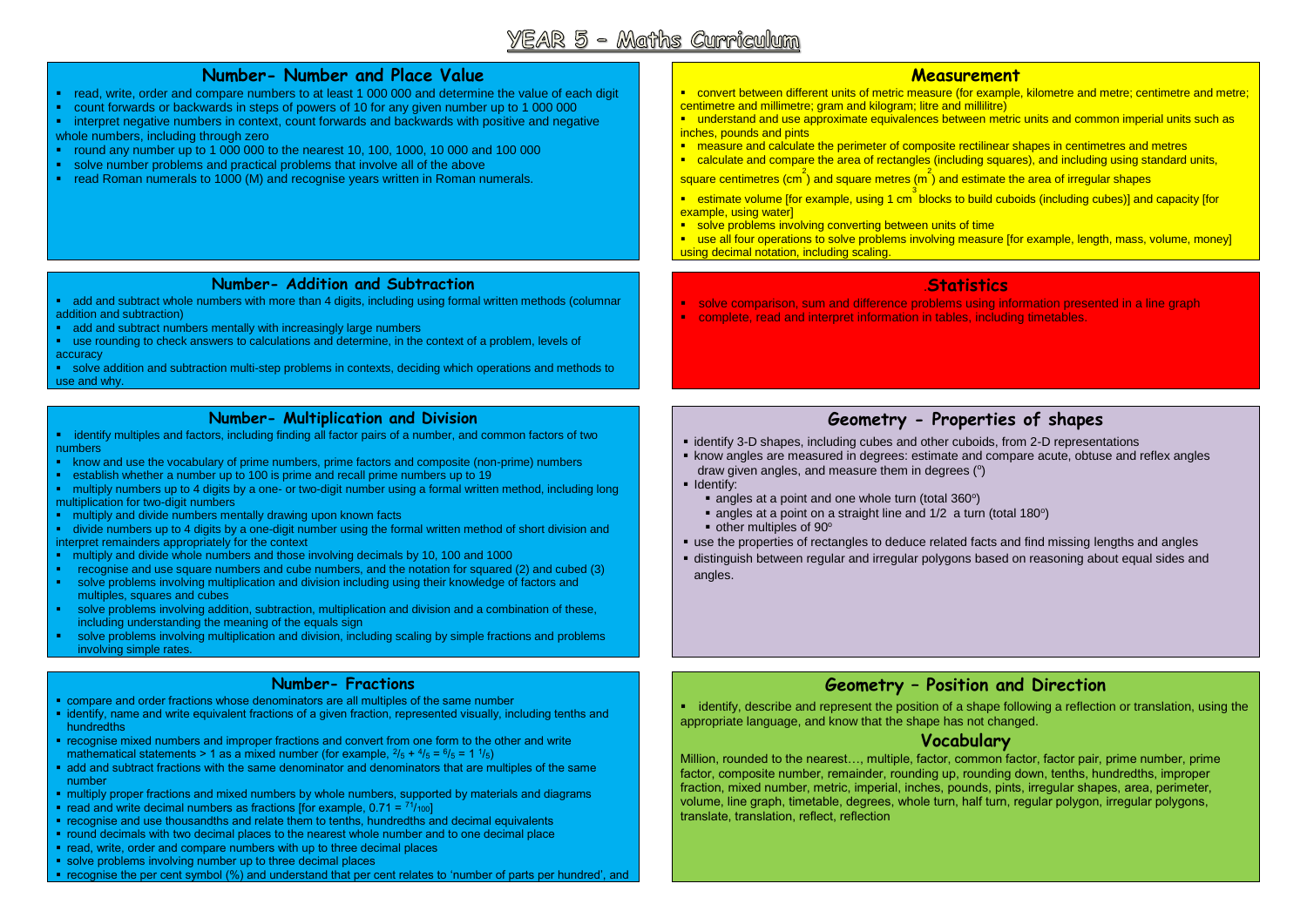# YEAR 5 – Maths Curriculum

## Number- Number and Place Value

- read, write, order and compare numbers to at least 1 000 000 and determine the value of each digit
- count forwards or backwards in steps of powers of 10 for any given number up to 1 000 000
- interpret negative numbers in context, count forwards and backwards with positive and negative whole numbers, including through zero
- round any number up to 1 000 000 to the nearest 10, 100, 1000, 10 000 and 100 000
- solve number problems and practical problems that involve all of the above
- read Roman numerals to 1000 (M) and recognise years written in Roman numerals.

## Number- Addition and Subtraction

- add and subtract whole numbers with more than 4 digits, including using formal written methods (columnar addition and subtraction)
- add and subtract numbers mentally with increasingly large numbers
- use rounding to check answers to calculations and determine, in the context of a problem, levels of accuracy
- solve addition and subtraction multi-step problems in contexts, deciding which operations and methods to use and why.

## Number- Multiplication and Division

- identify multiples and factors, including finding all factor pairs of a number, and common factors of two numbers
- know and use the vocabulary of prime numbers, prime factors and composite (non-prime) numbers
- establish whether a number up to 100 is prime and recall prime numbers up to 19
- multiply numbers up to 4 digits by a one- or two-digit number using a formal written method, including long multiplication for two-digit numbers
- multiply and divide numbers mentally drawing upon known facts
- divide numbers up to 4 digits by a one-digit number using the formal written method of short division and interpret remainders appropriately for the context
- multiply and divide whole numbers and those involving decimals by 10, 100 and 1000
- recognise and use square numbers and cube numbers, and the notation for squared (2) and cubed (3)
- solve problems involving multiplication and division including using their knowledge of factors and multiples, squares and cubes
- solve problems involving addition, subtraction, multiplication and division and a combination of these, including understanding the meaning of the equals sign
- solve problems involving multiplication and division, including scaling by simple fractions and problems involving simple rates.

## Number- Fractions

- compare and order fractions whose denominators are all multiples of the same number
- identify, name and write equivalent fractions of a given fraction, represented visually, including tenths and hundredths
- recognise mixed numbers and improper fractions and convert from one form to the other and write mathematical statements > 1 as a mixed number (for example, $\frac{2}{5} + \frac{4}{5} = \frac{6}{5} = 1\frac{1}{5}$)
- add and subtract fractions with the same denominator and denominators that are multiples of the same number
- multiply proper fractions and mixed numbers by whole numbers, supported by materials and diagrams
- read and write decimal numbers as fractions [for example, $0.71 = \frac{71}{100}$]
- recognise and use thousandths and relate them to tenths, hundredths and decimal equivalents
- round decimals with two decimal places to the nearest whole number and to one decimal place
- read, write, order and compare numbers with up to three decimal places
- solve problems involving number up to three decimal places
- recognise the per cent symbol (%) and understand that per cent relates to 'number of parts per hundred', and

## Measurement

- convert between different units of metric measure (for example, kilometre and metre; centimetre and metre; centimetre and millimetre; gram and kilogram; litre and millilitre)
- understand and use approximate equivalences between metric units and common imperial units such as inches, pounds and pints
- measure and calculate the perimeter of composite rectilinear shapes in centimetres and metres
- calculate and compare the area of rectangles (including squares), and including using standard units, square centimetres ($cm^2$) and square metres ($m^2$) and estimate the area of irregular shapes
- estimate volume [for example, using 1 $cm^3$ blocks to build cuboids (including cubes)] and capacity [for example, using water]
- solve problems involving converting between units of time
- use all four operations to solve problems involving measure [for example, length, mass, volume, money] using decimal notation, including scaling.

## Statistics

- solve comparison, sum and difference problems using information presented in a line graph
- complete, read and interpret information in tables, including timetables.

## Geometry - Properties of shapes

- identify 3-D shapes, including cubes and other cuboids, from 2-D representations
- know angles are measured in degrees: estimate and compare acute, obtuse and reflex angles draw given angles, and measure them in degrees (º)
- Identify:
  - angles at a point and one whole turn (total 360º)
  - angles at a point on a straight line and 1/2 a turn (total 180º)
  - other multiples of 90º
- use the properties of rectangles to deduce related facts and find missing lengths and angles
- distinguish between regular and irregular polygons based on reasoning about equal sides and angles.

## Geometry – Position and Direction

- identify, describe and represent the position of a shape following a reflection or translation, using the appropriate language, and know that the shape has not changed.

## Vocabulary

Million, rounded to the nearest…, multiple, factor, common factor, factor pair, prime number, prime factor, composite number, remainder, rounding up, rounding down, tenths, hundredths, improper fraction, mixed number, metric, imperial, inches, pounds, pints, irregular shapes, area, perimeter, volume, line graph, timetable, degrees, whole turn, half turn, regular polygon, irregular polygons, translate, translation, reflect, reflection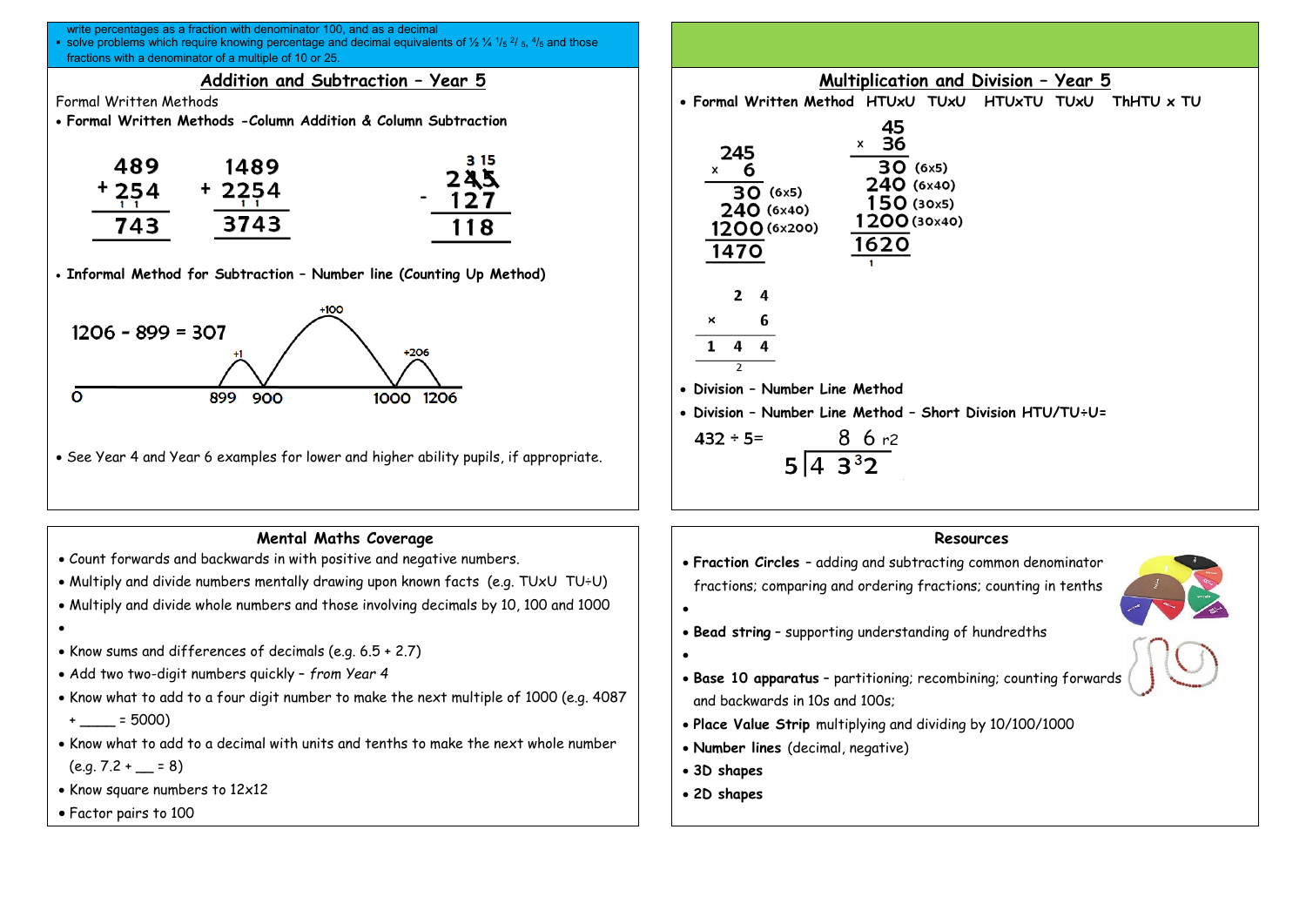write percentages as a fraction with denominator 100, and as a decimal

- solve problems which require knowing percentage and decimal equivalents of ½ ¼ $^1/_5$ $^2/_5$, $^4/_5$ and those fractions with a denominator of a multiple of 10 or 25.

## Addition and Subtraction – Year 5

Formal Written Methods

- **Formal Written Methods -Column Addition & Column Subtraction**

```
  489        1489          3 15
+ 254      + 2254         2 4 5
   1 1        1 1       -  127
  743        3743          118
```

- **Informal Method for Subtraction – Number line (Counting Up Method)**

1206 – 899 = 307

+1 +100 +206

0 899 900 1000 1206

- See Year 4 and Year 6 examples for lower and higher ability pupils, if appropriate.

## Multiplication and Division – Year 5

- **Formal Written Method** HTUxU TUxU HTUxTU TUxU ThHTU x TU

```
  245              45
x   6            x 36
   30 (6x5)         30 (6x5)
  240 (6x40)       240 (6x40)
 1200 (6x200)      150 (30x5)
 1470             1200 (30x40)
                  1620
                   1
```

```
    2  4
 ×     6
 1  4  4
    2
```

- **Division – Number Line Method**
- **Division – Number Line Method – Short Division HTU/TU÷U=**

432 ÷ 5=

```
    8  6 r2
5 | 4  3 ³2
```

## Mental Maths Coverage

- Count forwards and backwards in with positive and negative numbers.
- Multiply and divide numbers mentally drawing upon known facts (e.g. TUxU TU÷U)
- Multiply and divide whole numbers and those involving decimals by 10, 100 and 1000
- 
- Know sums and differences of decimals (e.g. 6.5 + 2.7)
- Add two two-digit numbers quickly – *from Year 4*
- Know what to add to a four digit number to make the next multiple of 1000 (e.g. 4087 + _____ = 5000)
- Know what to add to a decimal with units and tenths to make the next whole number (e.g. 7.2 + ___ = 8)
- Know square numbers to 12x12
- Factor pairs to 100

## Resources

- **Fraction Circles** – adding and subtracting common denominator fractions; comparing and ordering fractions; counting in tenths
- 
- **Bead string** – supporting understanding of hundredths
- 
- **Base 10 apparatus** – partitioning; recombining; counting forwards and backwards in 10s and 100s;
- **Place Value Strip** multiplying and dividing by 10/100/1000
- **Number lines** (decimal, negative)
- **3D shapes**
- **2D shapes**